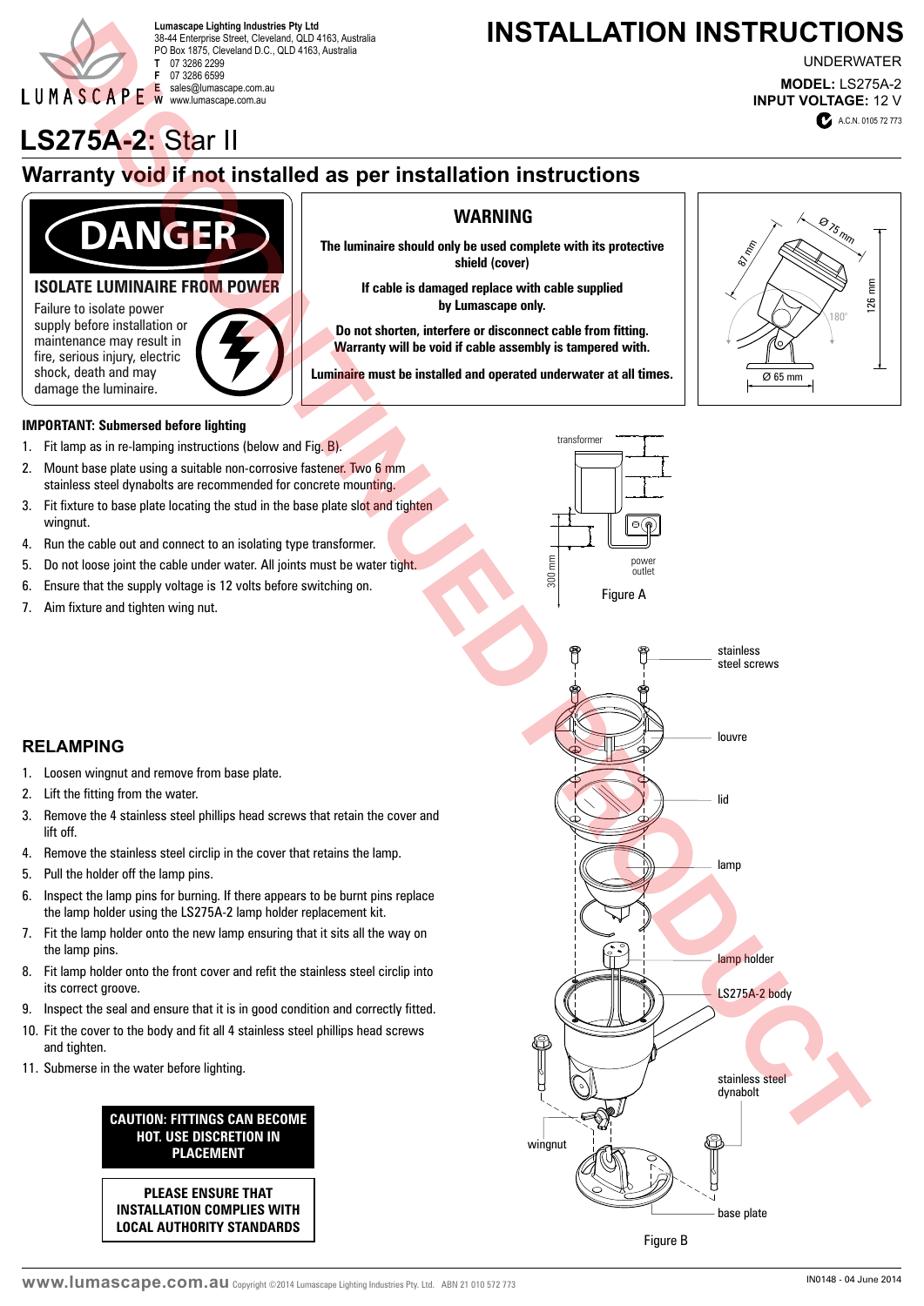Lumascape Lighting Industries Pty Ltd
38-44 Enterprise Street, Cleveland, QLD 4163, Australia
PO Box 1875, Cleveland D.C., QLD 4163, Australia
**T** 07 3286 2299
**F** 07 3286 6599
**E** sales@lumascape.com.au
**W** www.lumascape.com.au

# INSTALLATION INSTRUCTIONS

UNDERWATER

**MODEL:** LS275A-2
**INPUT VOLTAGE:** 12 V

A.C.N. 0105 72 773

# LS275A-2: Star II

## Warranty void if not installed as per installation instructions

**DANGER**

**ISOLATE LUMINAIRE FROM POWER**

Failure to isolate power supply before installation or maintenance may result in fire, serious injury, electric shock, death and may damage the luminaire.

**WARNING**

**The luminaire should only be used complete with its protective shield (cover)**

**If cable is damaged replace with cable supplied by Lumascape only.**

**Do not shorten, interfere or disconnect cable from fitting. Warranty will be void if cable assembly is tampered with.**

**Luminaire must be installed and operated underwater at all times.**

Ø 75 mm, 87 mm, 180°, 126 mm, Ø 65 mm

**IMPORTANT: Submersed before lighting**

1. Fit lamp as in re-lamping instructions (below and Fig. B).
2. Mount base plate using a suitable non-corrosive fastener. Two 6 mm stainless steel dynabolts are recommended for concrete mounting.
3. Fit fixture to base plate locating the stud in the base plate slot and tighten wingnut.
4. Run the cable out and connect to an isolating type transformer.
5. Do not loose joint the cable under water. All joints must be water tight.
6. Ensure that the supply voltage is 12 volts before switching on.
7. Aim fixture and tighten wing nut.

transformer, power outlet, 300 mm

Figure A

## RELAMPING

1. Loosen wingnut and remove from base plate.
2. Lift the fitting from the water.
3. Remove the 4 stainless steel phillips head screws that retain the cover and lift off.
4. Remove the stainless steel circlip in the cover that retains the lamp.
5. Pull the holder off the lamp pins.
6. Inspect the lamp pins for burning. If there appears to be burnt pins replace the lamp holder using the LS275A-2 lamp holder replacement kit.
7. Fit the lamp holder onto the new lamp ensuring that it sits all the way on the lamp pins.
8. Fit lamp holder onto the front cover and refit the stainless steel circlip into its correct groove.
9. Inspect the seal and ensure that it is in good condition and correctly fitted.
10. Fit the cover to the body and fit all 4 stainless steel phillips head screws and tighten.
11. Submerse in the water before lighting.

**CAUTION: FITTINGS CAN BECOME HOT. USE DISCRETION IN PLACEMENT**

**PLEASE ENSURE THAT INSTALLATION COMPLIES WITH LOCAL AUTHORITY STANDARDS**

stainless steel screws, louvre, lid, lamp, lamp holder, LS275A-2 body, stainless steel dynabolt, wingnut, base plate

Figure B

DISCONTINUED PRODUCT

www.lumascape.com.au Copyright ©2014 Lumascape Lighting Industries Pty. Ltd. ABN 21 010 572 773

IN0148 - 04 June 2014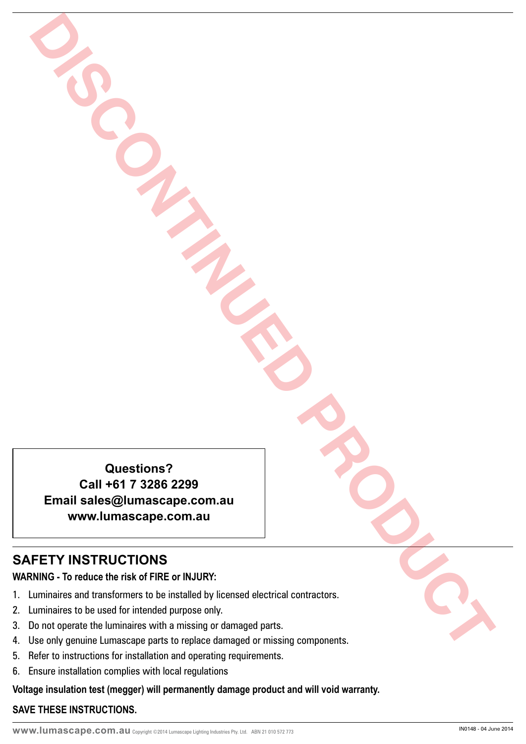DISCONTINUED PRODUCT

**Questions?**
**Call +61 7 3286 2299**
**Email sales@lumascape.com.au**
**www.lumascape.com.au**

## SAFETY INSTRUCTIONS

**WARNING - To reduce the risk of FIRE or INJURY:**

1. Luminaires and transformers to be installed by licensed electrical contractors.
2. Luminaires to be used for intended purpose only.
3. Do not operate the luminaires with a missing or damaged parts.
4. Use only genuine Lumascape parts to replace damaged or missing components.
5. Refer to instructions for installation and operating requirements.
6. Ensure installation complies with local regulations

**Voltage insulation test (megger) will permanently damage product and will void warranty.**

**SAVE THESE INSTRUCTIONS.**

www.lumascape.com.au Copyright ©2014 Lumascape Lighting Industries Pty. Ltd. ABN 21 010 572 773

IN0148 - 04 June 2014